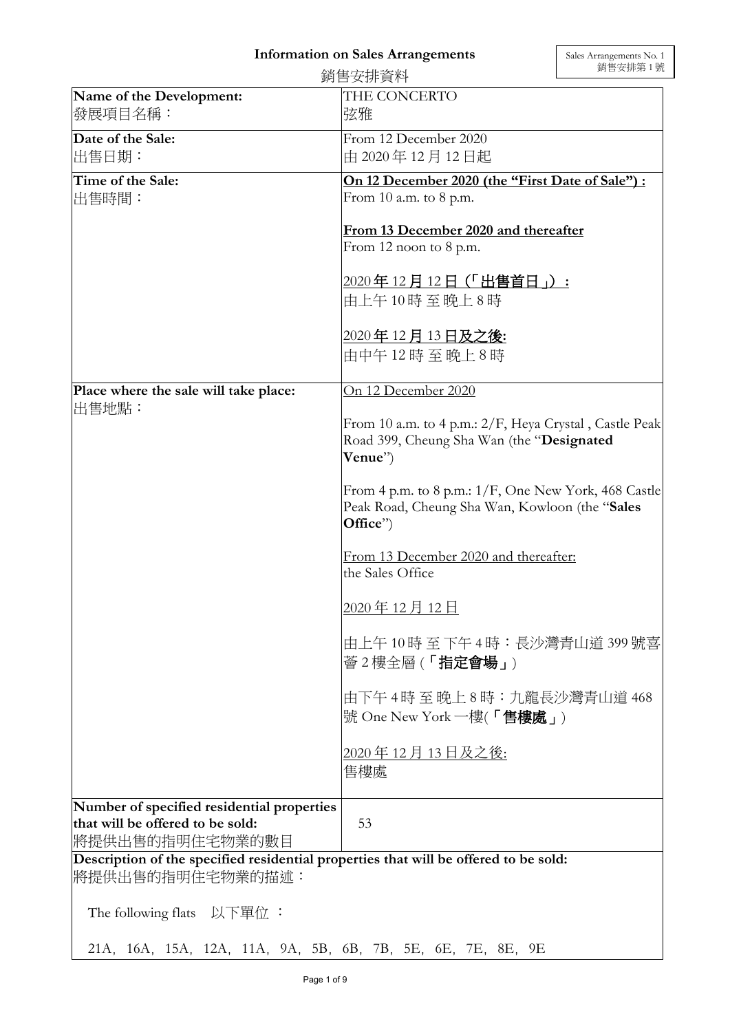# Information on Sales Arrangements
# 銷售安排資料

Sales Arrangements No. 1
銷售安排第 1 號

| Name of the Development:<br>發展項目名稱： | THE CONCERTO<br>弦雅 |
|---|---|
| **Date of the Sale:**<br>出售日期： | From 12 December 2020<br>由 2020 年 12 月 12 日起 |
| **Time of the Sale:**<br>出售時間： | **On 12 December 2020 (the "First Date of Sale") :**<br>From 10 a.m. to 8 p.m.<br><br>**From 13 December 2020 and thereafter**<br>From 12 noon to 8 p.m.<br><br>**2020 年 12 月 12 日（「出售首日」）：**<br>由上午 10 時 至 晚上 8 時<br><br>**2020 年 12 月 13 日及之後:**<br>由中午 12 時 至 晚上 8 時 |
| **Place where the sale will take place:**<br>出售地點： | On 12 December 2020<br><br>From 10 a.m. to 4 p.m.: 2/F, Heya Crystal , Castle Peak Road 399, Cheung Sha Wan (the "**Designated Venue**")<br><br>From 4 p.m. to 8 p.m.: 1/F, One New York, 468 Castle Peak Road, Cheung Sha Wan, Kowloon (the "**Sales Office**")<br><br>From 13 December 2020 and thereafter:<br>the Sales Office<br><br>2020 年 12 月 12 日<br><br>由上午 10 時 至 下午 4 時：長沙灣青山道 399 號喜薈 2 樓全層 (**「指定會場」**)<br><br>由下午 4 時 至 晚上 8 時：九龍長沙灣青山道 468 號 One New York 一樓(**「售樓處」**)<br><br>2020 年 12 月 13 日及之後:<br>售樓處 |
| **Number of specified residential properties that will be offered to be sold:**<br>將提供出售的指明住宅物業的數目 | 53 |

**Description of the specified residential properties that will be offered to be sold:**
將提供出售的指明住宅物業的描述：

The following flats 以下單位 ：

21A, 16A, 15A, 12A, 11A, 9A, 5B, 6B, 7B, 5E, 6E, 7E, 8E, 9E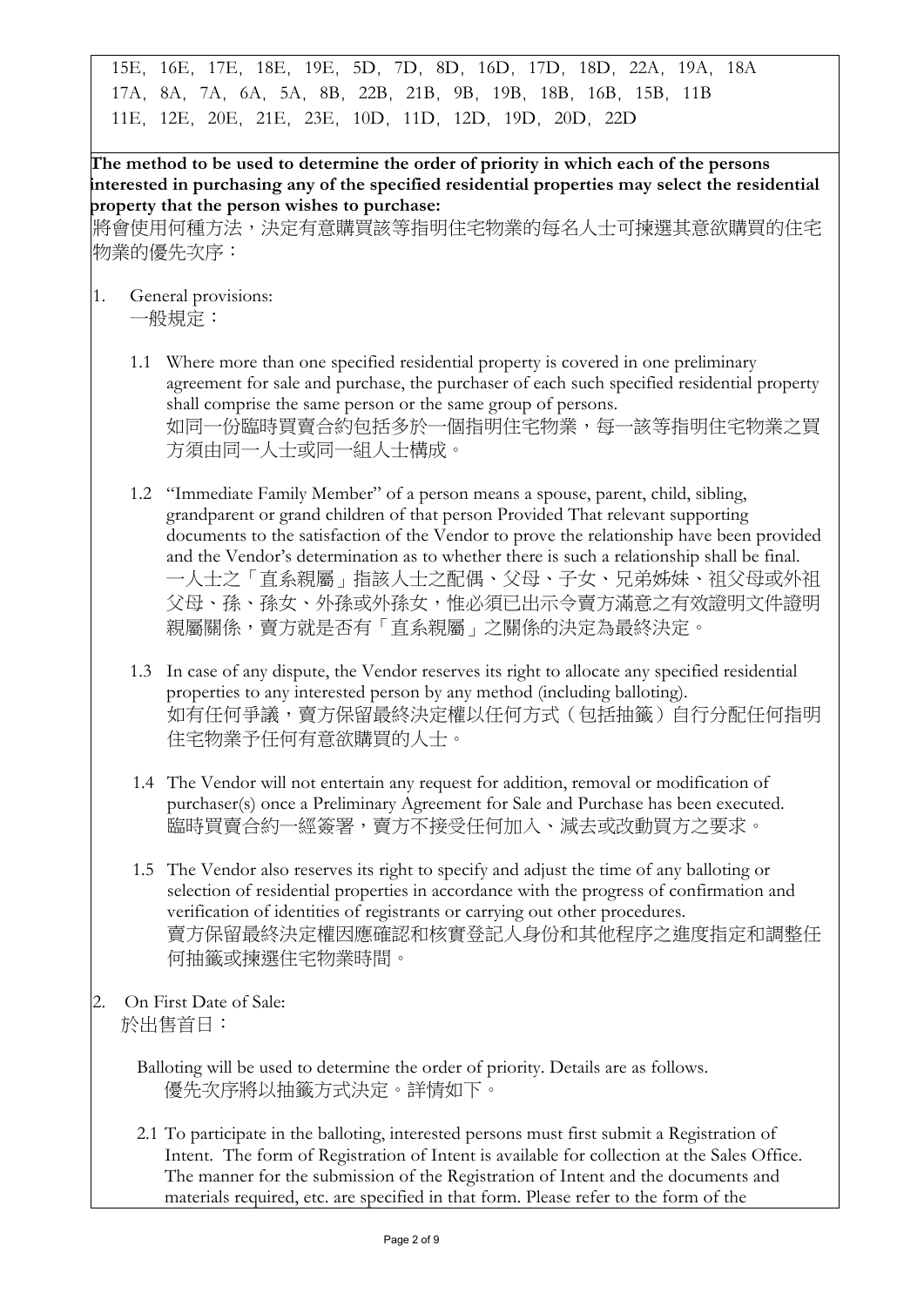15E, 16E, 17E, 18E, 19E, 5D, 7D, 8D, 16D, 17D, 18D, 22A, 19A, 18A
17A, 8A, 7A, 6A, 5A, 8B, 22B, 21B, 9B, 19B, 18B, 16B, 15B, 11B
11E, 12E, 20E, 21E, 23E, 10D, 11D, 12D, 19D, 20D, 22D

**The method to be used to determine the order of priority in which each of the persons interested in purchasing any of the specified residential properties may select the residential property that the person wishes to purchase:**
將會使用何種方法，決定有意購買該等指明住宅物業的每名人士可揀選其意欲購買的住宅物業的優先次序：

1. General provisions:
   一般規定：

   1.1 Where more than one specified residential property is covered in one preliminary agreement for sale and purchase, the purchaser of each such specified residential property shall comprise the same person or the same group of persons.
   如同一份臨時買賣合約包括多於一個指明住宅物業，每一該等指明住宅物業之買方須由同一人士或同一組人士構成。

   1.2 "Immediate Family Member" of a person means a spouse, parent, child, sibling, grandparent or grand children of that person Provided That relevant supporting documents to the satisfaction of the Vendor to prove the relationship have been provided and the Vendor's determination as to whether there is such a relationship shall be final.
   一人士之「直系親屬」指該人士之配偶、父母、子女、兄弟姊妹、祖父母或外祖父母、孫、孫女、外孫或外孫女，惟必須已出示令賣方滿意之有效證明文件證明親屬關係，賣方就是否有「直系親屬」之關係的決定為最終決定。

   1.3 In case of any dispute, the Vendor reserves its right to allocate any specified residential properties to any interested person by any method (including balloting).
   如有任何爭議，賣方保留最終決定權以任何方式（包括抽籤）自行分配任何指明住宅物業予任何有意欲購買的人士。

   1.4 The Vendor will not entertain any request for addition, removal or modification of purchaser(s) once a Preliminary Agreement for Sale and Purchase has been executed.
   臨時買賣合約一經簽署，賣方不接受任何加入、減去或改動買方之要求。

   1.5 The Vendor also reserves its right to specify and adjust the time of any balloting or selection of residential properties in accordance with the progress of confirmation and verification of identities of registrants or carrying out other procedures.
   賣方保留最終決定權因應確認和核實登記人身份和其他程序之進度指定和調整任何抽籤或揀選住宅物業時間。

2. On First Date of Sale:
   於出售首日：

   Balloting will be used to determine the order of priority. Details are as follows.
   優先次序將以抽籤方式決定。詳情如下。

   2.1 To participate in the balloting, interested persons must first submit a Registration of Intent. The form of Registration of Intent is available for collection at the Sales Office. The manner for the submission of the Registration of Intent and the documents and materials required, etc. are specified in that form. Please refer to the form of the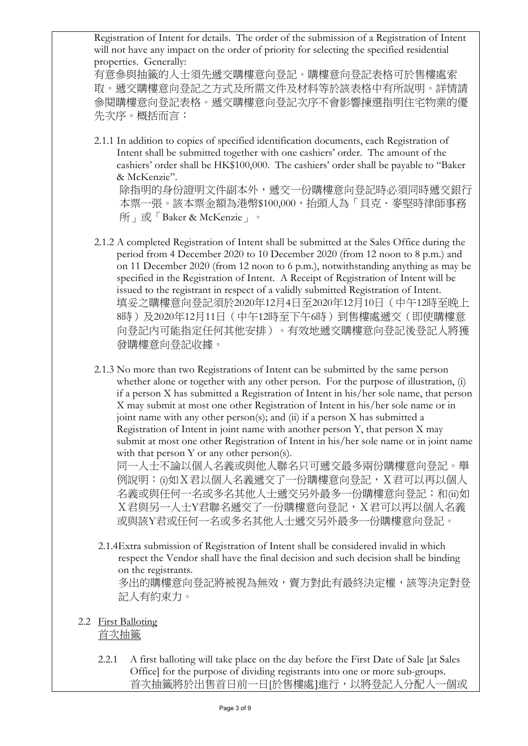Registration of Intent for details. The order of the submission of a Registration of Intent will not have any impact on the order of priority for selecting the specified residential properties. Generally:
有意參與抽籤的人士須先遞交購樓意向登記。購樓意向登記表格可於售樓處索取。遞交購樓意向登記之方式及所需文件及材料等於該表格中有所說明。詳情請參閱購樓意向登記表格。遞交購樓意向登記次序不會影響揀選指明住宅物業的優先次序。概括而言：

2.1.1 In addition to copies of specified identification documents, each Registration of Intent shall be submitted together with one cashiers' order. The amount of the cashiers' order shall be HK$100,000. The cashiers' order shall be payable to "Baker & McKenzie".
除指明的身份證明文件副本外，遞交一份購樓意向登記時必須同時遞交銀行本票一張。該本票金額為港幣$100,000，抬頭人為「貝克・麥堅時律師事務所」或「Baker & McKenzie」。

2.1.2 A completed Registration of Intent shall be submitted at the Sales Office during the period from 4 December 2020 to 10 December 2020 (from 12 noon to 8 p.m.) and on 11 December 2020 (from 12 noon to 6 p.m.), notwithstanding anything as may be specified in the Registration of Intent. A Receipt of Registration of Intent will be issued to the registrant in respect of a validly submitted Registration of Intent.
填妥之購樓意向登記須於2020年12月4日至2020年12月10日（中午12時至晚上8時）及2020年12月11日（中午12時至下午6時）到售樓處遞交（即使購樓意向登記內可能指定任何其他安排）。有效地遞交購樓意向登記後登記人將獲發購樓意向登記收據。

2.1.3 No more than two Registrations of Intent can be submitted by the same person whether alone or together with any other person. For the purpose of illustration, (i) if a person X has submitted a Registration of Intent in his/her sole name, that person X may submit at most one other Registration of Intent in his/her sole name or in joint name with any other person(s); and (ii) if a person X has submitted a Registration of Intent in joint name with another person Y, that person X may submit at most one other Registration of Intent in his/her sole name or in joint name with that person Y or any other person(s).
同一人士不論以個人名義或與他人聯名只可遞交最多兩份購樓意向登記。舉例說明：(i)如X君以個人名義遞交了一份購樓意向登記，X君可以再以個人名義或與任何一名或多名其他人士遞交另外最多一份購樓意向登記；和(ii)如X君與另一人士Y君聯名遞交了一份購樓意向登記，X君可以再以個人名義或與該Y君或任何一名或多名其他人士遞交另外最多一份購樓意向登記。

2.1.4 Extra submission of Registration of Intent shall be considered invalid in which respect the Vendor shall have the final decision and such decision shall be binding on the registrants.
多出的購樓意向登記將被視為無效，賣方對此有最終決定權，該等決定對登記人有約束力。

2.2 First Balloting
首次抽籤

2.2.1 A first balloting will take place on the day before the First Date of Sale [at Sales Office] for the purpose of dividing registrants into one or more sub-groups.
首次抽籤將於出售首日前一日[於售樓處]進行，以將登記人分配入一個或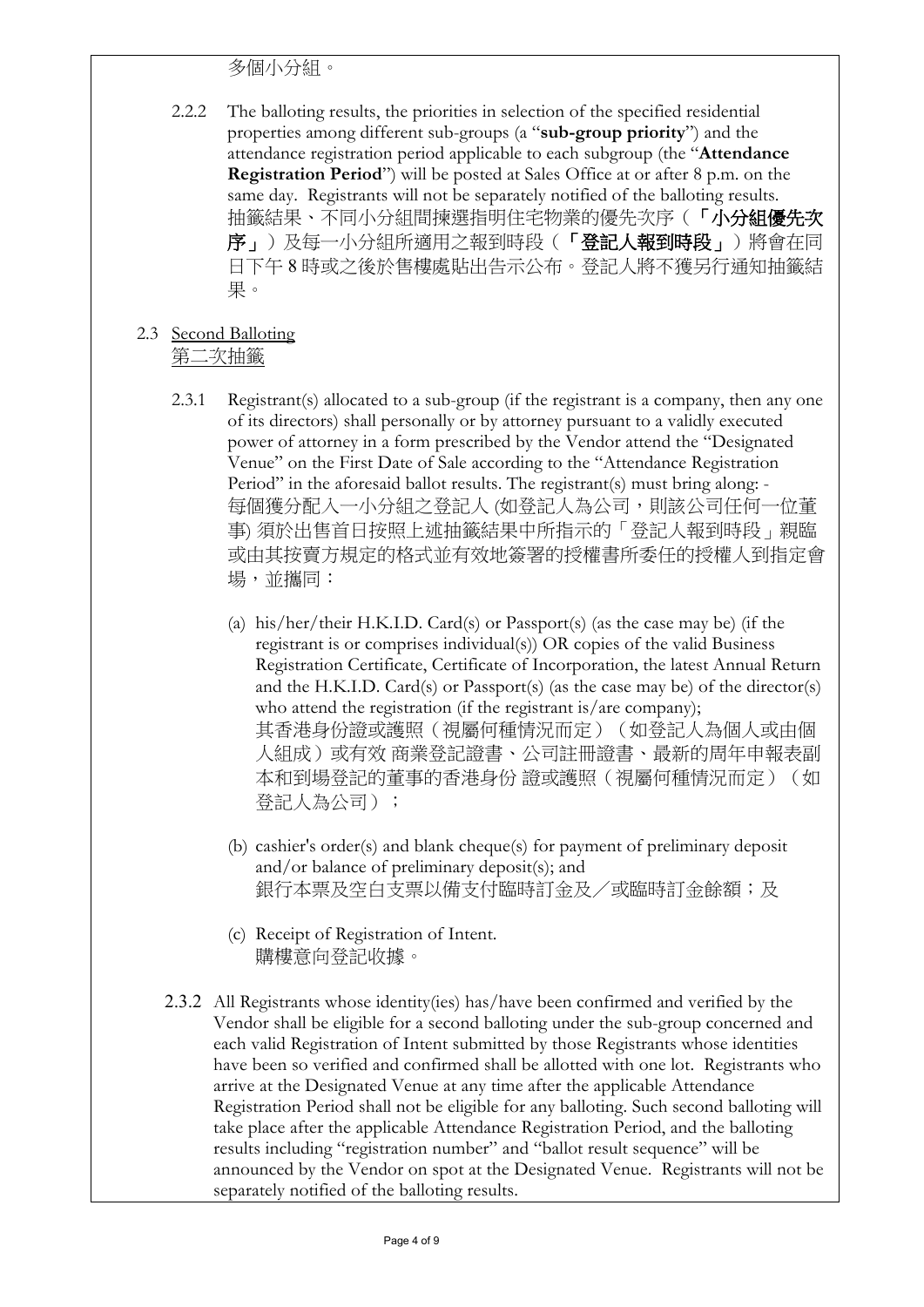多個小分組。

2.2.2 The balloting results, the priorities in selection of the specified residential properties among different sub-groups (a "**sub-group priority**") and the attendance registration period applicable to each subgroup (the "**Attendance Registration Period**") will be posted at Sales Office at or after 8 p.m. on the same day. Registrants will not be separately notified of the balloting results.
抽籤結果、不同小分組間揀選指明住宅物業的優先次序（**「小分組優先次序」**）及每一小分組所適用之報到時段（**「登記人報到時段」**）將會在同日下午 8 時或之後於售樓處貼出告示公布。登記人將不獲另行通知抽籤結果。

2.3 Second Balloting
第二次抽籤

2.3.1 Registrant(s) allocated to a sub-group (if the registrant is a company, then any one of its directors) shall personally or by attorney pursuant to a validly executed power of attorney in a form prescribed by the Vendor attend the "Designated Venue" on the First Date of Sale according to the "Attendance Registration Period" in the aforesaid ballot results. The registrant(s) must bring along: -
每個獲分配入一小分組之登記人 (如登記人為公司，則該公司任何一位董事) 須於出售首日按照上述抽籤結果中所指示的「登記人報到時段」親臨或由其按賣方規定的格式並有效地簽署的授權書所委任的授權人到指定會場，並攜同：

(a) his/her/their H.K.I.D. Card(s) or Passport(s) (as the case may be) (if the registrant is or comprises individual(s)) OR copies of the valid Business Registration Certificate, Certificate of Incorporation, the latest Annual Return and the H.K.I.D. Card(s) or Passport(s) (as the case may be) of the director(s) who attend the registration (if the registrant is/are company);
其香港身份證或護照（視屬何種情況而定）（如登記人為個人或由個人組成）或有效 商業登記證書、公司註冊證書、最新的周年申報表副本和到場登記的董事的香港身份 證或護照（視屬何種情況而定）（如登記人為公司）；

(b) cashier's order(s) and blank cheque(s) for payment of preliminary deposit and/or balance of preliminary deposit(s); and
銀行本票及空白支票以備支付臨時訂金及／或臨時訂金餘額；及

(c) Receipt of Registration of Intent.
購樓意向登記收據。

2.3.2 All Registrants whose identity(ies) has/have been confirmed and verified by the Vendor shall be eligible for a second balloting under the sub-group concerned and each valid Registration of Intent submitted by those Registrants whose identities have been so verified and confirmed shall be allotted with one lot. Registrants who arrive at the Designated Venue at any time after the applicable Attendance Registration Period shall not be eligible for any balloting. Such second balloting will take place after the applicable Attendance Registration Period, and the balloting results including "registration number" and "ballot result sequence" will be announced by the Vendor on spot at the Designated Venue. Registrants will not be separately notified of the balloting results.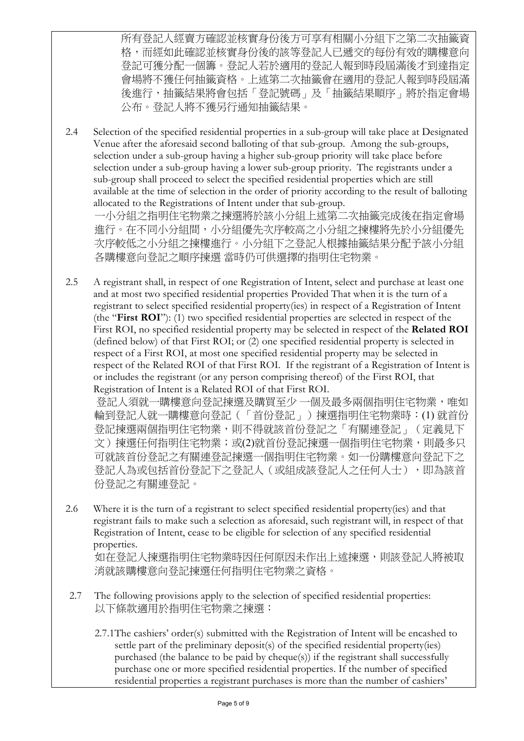所有登記人經賣方確認並核實身份後方可享有相關小分組下之第二次抽籤資格，而經如此確認並核實身份後的該等登記人已遞交的每份有效的購樓意向登記可獲分配一個籌。登記人若於適用的登記人報到時段屆滿後才到達指定會場將不獲任何抽籤資格。上述第二次抽籤會在適用的登記人報到時段屆滿後進行，抽籤結果將會包括「登記號碼」及「抽籤結果順序」將於指定會場公布。登記人將不獲另行通知抽籤結果。

2.4 Selection of the specified residential properties in a sub-group will take place at Designated Venue after the aforesaid second balloting of that sub-group. Among the sub-groups, selection under a sub-group having a higher sub-group priority will take place before selection under a sub-group having a lower sub-group priority. The registrants under a sub-group shall proceed to select the specified residential properties which are still available at the time of selection in the order of priority according to the result of balloting allocated to the Registrations of Intent under that sub-group.
一小分組之指明住宅物業之揀選將於該小分組上述第二次抽籤完成後在指定會場進行。在不同小分組間，小分組優先次序較高之小分組之揀樓將先於小分組優先次序較低之小分組之揀樓進行。小分組下之登記人根據抽籤結果分配予該小分組各購樓意向登記之順序揀選 當時仍可供選擇的指明住宅物業。

2.5 A registrant shall, in respect of one Registration of Intent, select and purchase at least one and at most two specified residential properties Provided That when it is the turn of a registrant to select specified residential property(ies) in respect of a Registration of Intent (the "**First ROI**"): (1) two specified residential properties are selected in respect of the First ROI, no specified residential property may be selected in respect of the **Related ROI** (defined below) of that First ROI; or (2) one specified residential property is selected in respect of a First ROI, at most one specified residential property may be selected in respect of the Related ROI of that First ROI. If the registrant of a Registration of Intent is or includes the registrant (or any person comprising thereof) of the First ROI, that Registration of Intent is a Related ROI of that First ROI.
登記人須就一購樓意向登記揀選及購買至少 一個及最多兩個指明住宅物業，唯如輪到登記人就一購樓意向登記（「首份登記」）揀選指明住宅物業時：(1) 就首份登記揀選兩個指明住宅物業，則不得就該首份登記之「有關連登記」（定義見下文）揀選任何指明住宅物業；或(2)就首份登記揀選一個指明住宅物業，則最多只可就該首份登記之有關連登記揀選一個指明住宅物業。如一份購樓意向登記下之登記人為或包括首份登記下之登記人（或組成該登記人之任何人士），即為該首份登記之有關連登記。

2.6 Where it is the turn of a registrant to select specified residential property(ies) and that registrant fails to make such a selection as aforesaid, such registrant will, in respect of that Registration of Intent, cease to be eligible for selection of any specified residential properties.
如在登記人揀選指明住宅物業時因任何原因未作出上述揀選，則該登記人將被取消就該購樓意向登記揀選任何指明住宅物業之資格。

2.7 The following provisions apply to the selection of specified residential properties:
以下條款適用於指明住宅物業之揀選：

2.7.1 The cashiers' order(s) submitted with the Registration of Intent will be encashed to settle part of the preliminary deposit(s) of the specified residential property(ies) purchased (the balance to be paid by cheque(s)) if the registrant shall successfully purchase one or more specified residential properties. If the number of specified residential properties a registrant purchases is more than the number of cashiers'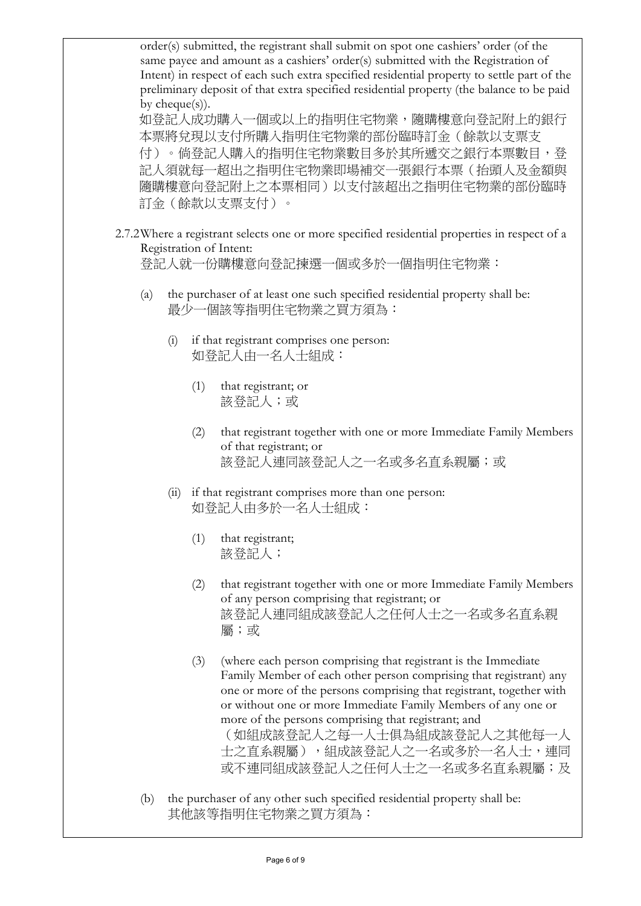order(s) submitted, the registrant shall submit on spot one cashiers' order (of the same payee and amount as a cashiers' order(s) submitted with the Registration of Intent) in respect of each such extra specified residential property to settle part of the preliminary deposit of that extra specified residential property (the balance to be paid by cheque(s)).
如登記人成功購入一個或以上的指明住宅物業，隨購樓意向登記附上的銀行本票將兌現以支付所購入指明住宅物業的部份臨時訂金（餘款以支票支付）。倘登記人購入的指明住宅物業數目多於其所遞交之銀行本票數目，登記人須就每一超出之指明住宅物業即場補交一張銀行本票（抬頭人及金額與隨購樓意向登記附上之本票相同）以支付該超出之指明住宅物業的部份臨時訂金（餘款以支票支付）。

2.7.2 Where a registrant selects one or more specified residential properties in respect of a Registration of Intent:
登記人就一份購樓意向登記揀選一個或多於一個指明住宅物業：

(a) the purchaser of at least one such specified residential property shall be:
最少一個該等指明住宅物業之買方須為：

(i) if that registrant comprises one person:
如登記人由一名人士組成：

(1) that registrant; or
該登記人；或

(2) that registrant together with one or more Immediate Family Members of that registrant; or
該登記人連同該登記人之一名或多名直系親屬；或

(ii) if that registrant comprises more than one person:
如登記人由多於一名人士組成：

(1) that registrant;
該登記人；

(2) that registrant together with one or more Immediate Family Members of any person comprising that registrant; or
該登記人連同組成該登記人之任何人士之一名或多名直系親屬；或

(3) (where each person comprising that registrant is the Immediate Family Member of each other person comprising that registrant) any one or more of the persons comprising that registrant, together with or without one or more Immediate Family Members of any one or more of the persons comprising that registrant; and
（如組成該登記人之每一人士俱為組成該登記人之其他每一人士之直系親屬），組成該登記人之一名或多於一名人士，連同或不連同組成該登記人之任何人士之一名或多名直系親屬；及

(b) the purchaser of any other such specified residential property shall be:
其他該等指明住宅物業之買方須為：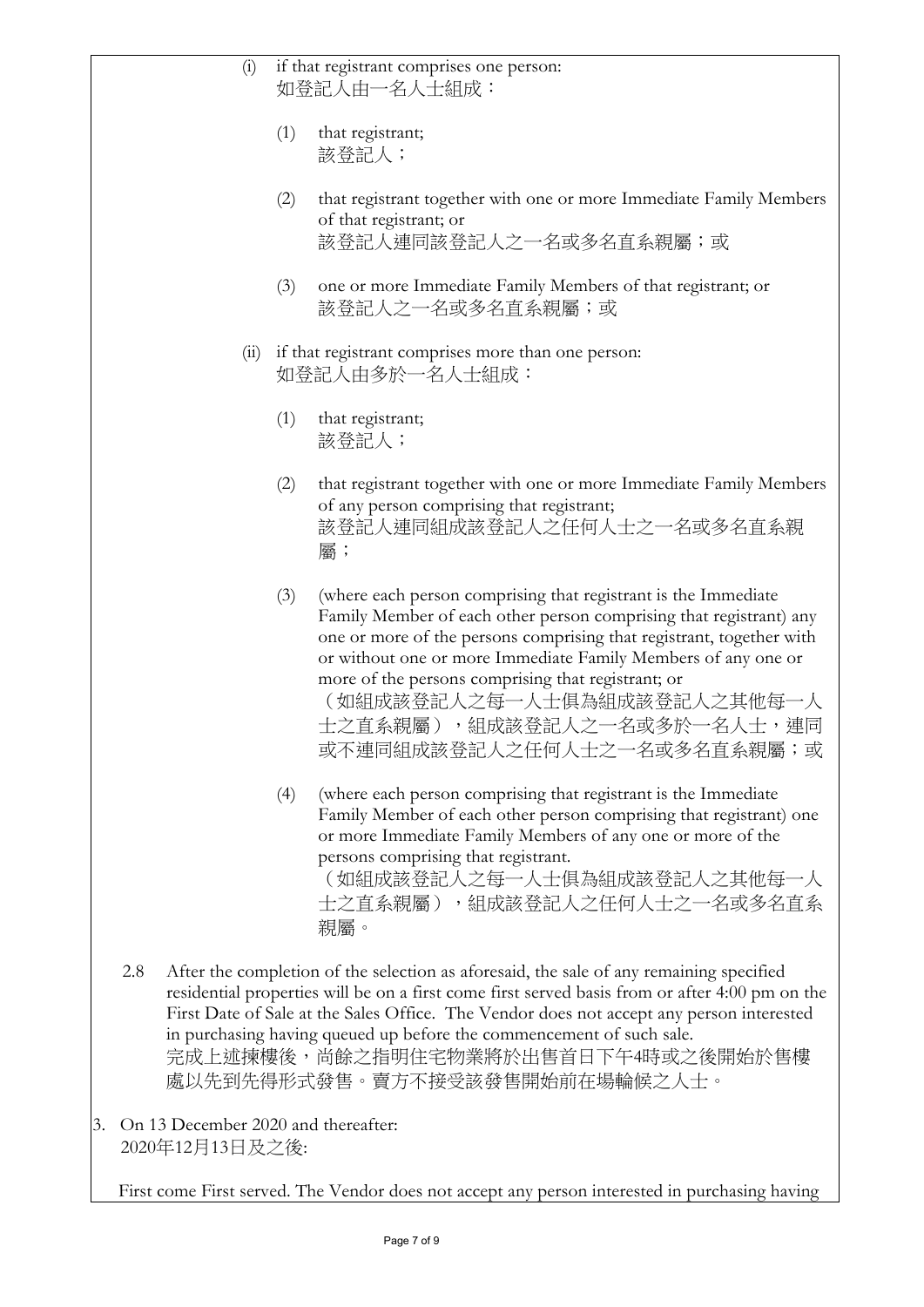(i) if that registrant comprises one person:
如登記人由一名人士組成：

(1) that registrant;
該登記人；

(2) that registrant together with one or more Immediate Family Members of that registrant; or
該登記人連同該登記人之一名或多名直系親屬；或

(3) one or more Immediate Family Members of that registrant; or
該登記人之一名或多名直系親屬；或

(ii) if that registrant comprises more than one person:
如登記人由多於一名人士組成：

(1) that registrant;
該登記人；

(2) that registrant together with one or more Immediate Family Members of any person comprising that registrant;
該登記人連同組成該登記人之任何人士之一名或多名直系親屬；

(3) (where each person comprising that registrant is the Immediate Family Member of each other person comprising that registrant) any one or more of the persons comprising that registrant, together with or without one or more Immediate Family Members of any one or more of the persons comprising that registrant; or
（如組成該登記人之每一人士俱為組成該登記人之其他每一人士之直系親屬），組成該登記人之一名或多於一名人士，連同或不連同組成該登記人之任何人士之一名或多名直系親屬；或

(4) (where each person comprising that registrant is the Immediate Family Member of each other person comprising that registrant) one or more Immediate Family Members of any one or more of the persons comprising that registrant.
（如組成該登記人之每一人士俱為組成該登記人之其他每一人士之直系親屬），組成該登記人之任何人士之一名或多名直系親屬。

2.8 After the completion of the selection as aforesaid, the sale of any remaining specified residential properties will be on a first come first served basis from or after 4:00 pm on the First Date of Sale at the Sales Office. The Vendor does not accept any person interested in purchasing having queued up before the commencement of such sale.
完成上述揀樓後，尚餘之指明住宅物業將於出售首日下午4時或之後開始於售樓處以先到先得形式發售。賣方不接受該發售開始前在場輪候之人士。

3. On 13 December 2020 and thereafter:
2020年12月13日及之後:

First come First served. The Vendor does not accept any person interested in purchasing having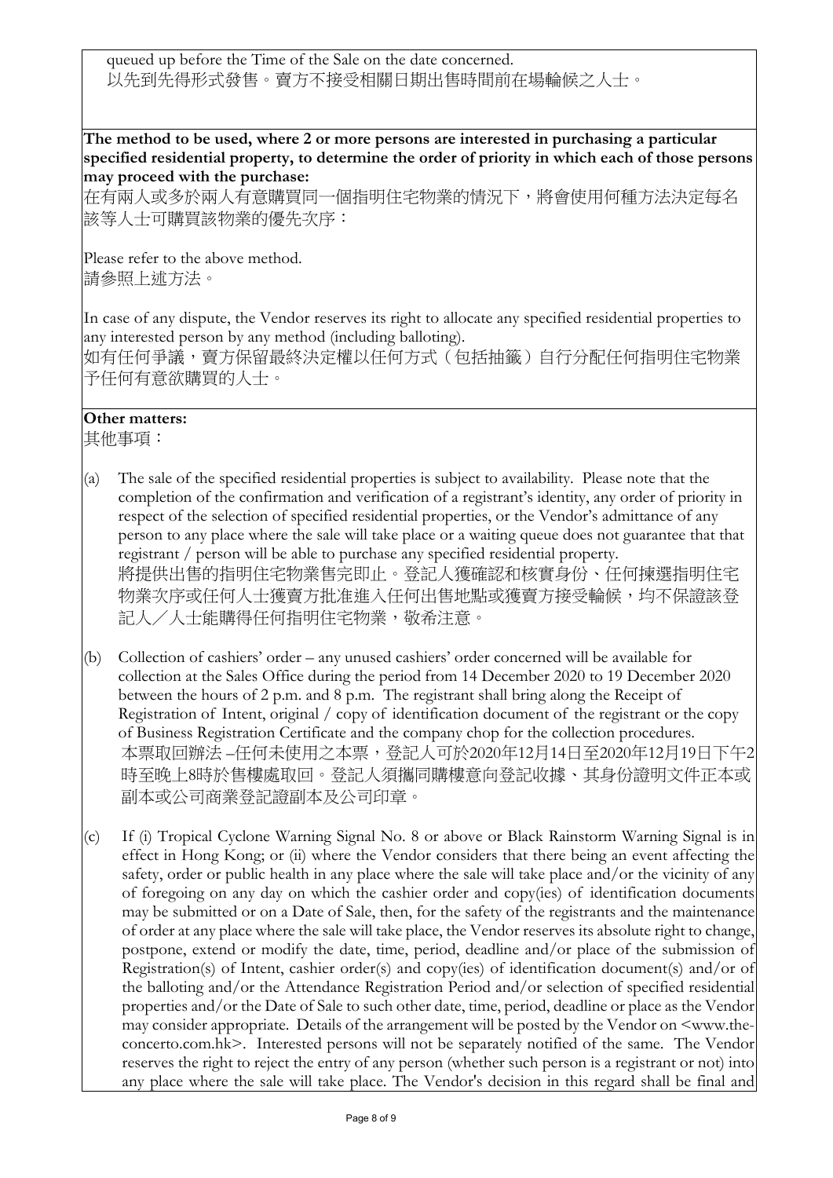queued up before the Time of the Sale on the date concerned.
以先到先得形式發售。賣方不接受相關日期出售時間前在場輪候之人士。

**The method to be used, where 2 or more persons are interested in purchasing a particular specified residential property, to determine the order of priority in which each of those persons may proceed with the purchase:**
在有兩人或多於兩人有意購買同一個指明住宅物業的情況下，將會使用何種方法決定每名該等人士可購買該物業的優先次序：

Please refer to the above method.
請參照上述方法。

In case of any dispute, the Vendor reserves its right to allocate any specified residential properties to any interested person by any method (including balloting).
如有任何爭議，賣方保留最終決定權以任何方式（包括抽籤）自行分配任何指明住宅物業予任何有意欲購買的人士。

**Other matters:**
其他事項：

(a) The sale of the specified residential properties is subject to availability. Please note that the completion of the confirmation and verification of a registrant's identity, any order of priority in respect of the selection of specified residential properties, or the Vendor's admittance of any person to any place where the sale will take place or a waiting queue does not guarantee that that registrant / person will be able to purchase any specified residential property.
將提供出售的指明住宅物業售完即止。登記人獲確認和核實身份、任何揀選指明住宅物業次序或任何人士獲賣方批准進入任何出售地點或獲賣方接受輪候，均不保證該登記人／人士能購得任何指明住宅物業，敬希注意。

(b) Collection of cashiers' order – any unused cashiers' order concerned will be available for collection at the Sales Office during the period from 14 December 2020 to 19 December 2020 between the hours of 2 p.m. and 8 p.m. The registrant shall bring along the Receipt of Registration of Intent, original / copy of identification document of the registrant or the copy of Business Registration Certificate and the company chop for the collection procedures.
本票取回辦法 –任何未使用之本票，登記人可於2020年12月14日至2020年12月19日下午2時至晚上8時於售樓處取回。登記人須攜同購樓意向登記收據、其身份證明文件正本或副本或公司商業登記證副本及公司印章。

(c) If (i) Tropical Cyclone Warning Signal No. 8 or above or Black Rainstorm Warning Signal is in effect in Hong Kong; or (ii) where the Vendor considers that there being an event affecting the safety, order or public health in any place where the sale will take place and/or the vicinity of any of foregoing on any day on which the cashier order and copy(ies) of identification documents may be submitted or on a Date of Sale, then, for the safety of the registrants and the maintenance of order at any place where the sale will take place, the Vendor reserves its absolute right to change, postpone, extend or modify the date, time, period, deadline and/or place of the submission of Registration(s) of Intent, cashier order(s) and copy(ies) of identification document(s) and/or of the balloting and/or the Attendance Registration Period and/or selection of specified residential properties and/or the Date of Sale to such other date, time, period, deadline or place as the Vendor may consider appropriate. Details of the arrangement will be posted by the Vendor on <www.the-concerto.com.hk>. Interested persons will not be separately notified of the same. The Vendor reserves the right to reject the entry of any person (whether such person is a registrant or not) into any place where the sale will take place. The Vendor's decision in this regard shall be final and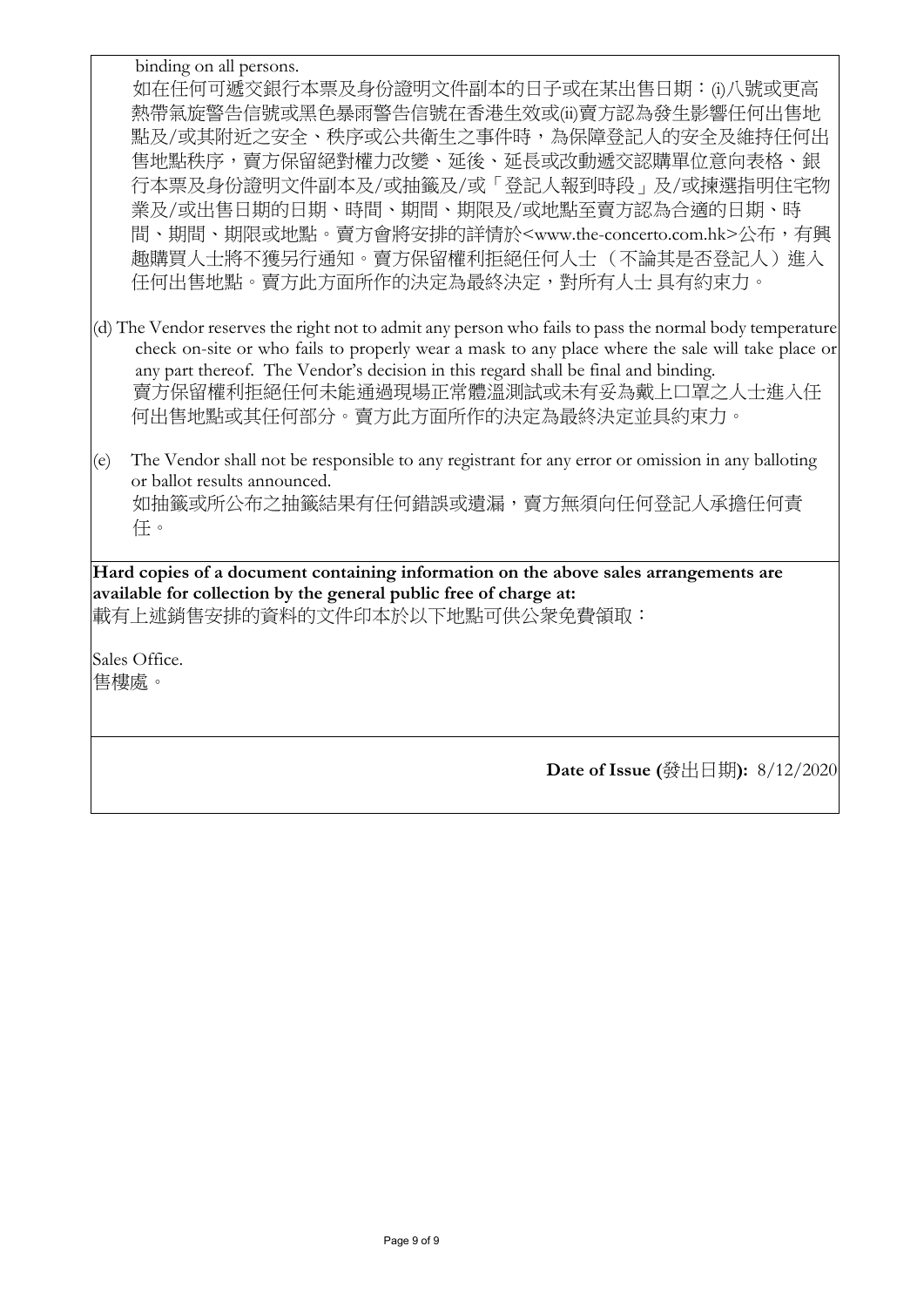binding on all persons.

如在任何可遞交銀行本票及身份證明文件副本的日子或在某出售日期：(i)八號或更高熱帶氣旋警告信號或黑色暴雨警告信號在香港生效或(ii)賣方認為發生影響任何出售地點及/或其附近之安全、秩序或公共衛生之事件時，為保障登記人的安全及維持任何出售地點秩序，賣方保留絕對權力改變、延後、延長或改動遞交認購單位意向表格、銀行本票及身份證明文件副本及/或抽籤及/或「登記人報到時段」及/或揀選指明住宅物業及/或出售日期的日期、時間、期間、期限及/或地點至賣方認為合適的日期、時間、期間、期限或地點。賣方會將安排的詳情於<www.the-concerto.com.hk>公布，有興趣購買人士將不獲另行通知。賣方保留權利拒絕任何人士（不論其是否登記人）進入任何出售地點。賣方此方面所作的決定為最終決定，對所有人士 具有約束力。

(d) The Vendor reserves the right not to admit any person who fails to pass the normal body temperature check on-site or who fails to properly wear a mask to any place where the sale will take place or any part thereof. The Vendor's decision in this regard shall be final and binding.
賣方保留權利拒絕任何未能通過現場正常體溫測試或未有妥為戴上口罩之人士進入任何出售地點或其任何部分。賣方此方面所作的決定為最終決定並具約束力。

(e) The Vendor shall not be responsible to any registrant for any error or omission in any balloting or ballot results announced.
如抽籤或所公布之抽籤結果有任何錯誤或遺漏，賣方無須向任何登記人承擔任何責任。

**Hard copies of a document containing information on the above sales arrangements are available for collection by the general public free of charge at:**
載有上述銷售安排的資料的文件印本於以下地點可供公眾免費領取：

Sales Office.
售樓處。

**Date of Issue (**發出日期**):** 8/12/2020